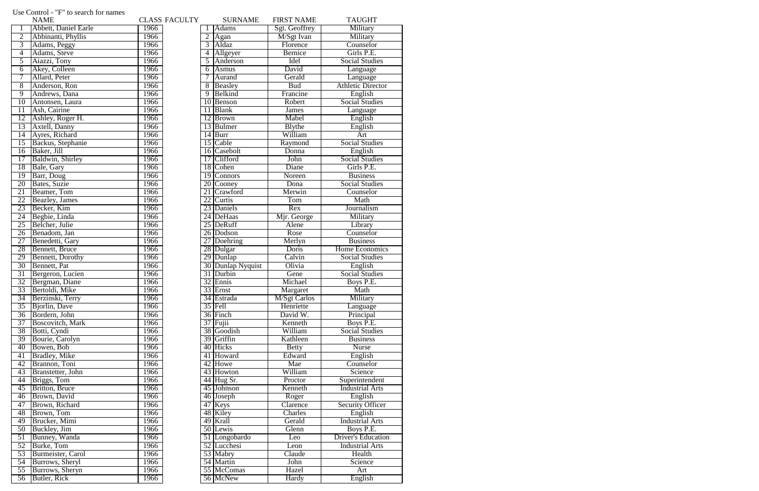Use Control - "F" to search for names

| | NAME | CLASS |
|---|---|---|
| 1 | Abbett, Daniel Earle | 1966 |
| 2 | Abbinanti, Phyllis | 1966 |
| 3 | Adams, Peggy | 1966 |
| 4 | Adams, Steve | 1966 |
| 5 | Aiazzi, Tony | 1966 |
| 6 | Akey, Colleen | 1966 |
| 7 | Allard, Peter | 1966 |
| 8 | Anderson, Ron | 1966 |
| 9 | Andrews, Dana | 1966 |
| 10 | Antonsen, Laura | 1966 |
| 11 | Ash, Cairine | 1966 |
| 12 | Ashley, Roger H. | 1966 |
| 13 | Axtell, Danny | 1966 |
| 14 | Ayres, Richard | 1966 |
| 15 | Backus, Stephanie | 1966 |
| 16 | Baker, Jill | 1966 |
| 17 | Baldwin, Shirley | 1966 |
| 18 | Bale, Gary | 1966 |
| 19 | Barr, Doug | 1966 |
| 20 | Bates, Suzie | 1966 |
| 21 | Beamer, Tom | 1966 |
| 22 | Beazley, James | 1966 |
| 23 | Becker, Kim | 1966 |
| 24 | Begbie, Linda | 1966 |
| 25 | Belcher, Julie | 1966 |
| 26 | Benadom, Jan | 1966 |
| 27 | Benedetti, Gary | 1966 |
| 28 | Bennett, Bruce | 1966 |
| 29 | Bennett, Dorothy | 1966 |
| 30 | Bennett, Pat | 1966 |
| 31 | Bergeron, Lucien | 1966 |
| 32 | Bergman, Diane | 1966 |
| 33 | Bertoldi, Mike | 1966 |
| 34 | Berzinski, Terry | 1966 |
| 35 | Bjorlin, Dave | 1966 |
| 36 | Bordern, John | 1966 |
| 37 | Boscovitch, Mark | 1966 |
| 38 | Botti, Cyndi | 1966 |
| 39 | Bourie, Carolyn | 1966 |
| 40 | Bowen, Bob | 1966 |
| 41 | Bradley, Mike | 1966 |
| 42 | Brannon, Toni | 1966 |
| 43 | Branstetter, John | 1966 |
| 44 | Briggs, Tom | 1966 |
| 45 | Britton, Bruce | 1966 |
| 46 | Brown, David | 1966 |
| 47 | Brown, Richard | 1966 |
| 48 | Brown, Tom | 1966 |
| 49 | Brucker, Mimi | 1966 |
| 50 | Buckley, Jim | 1966 |
| 51 | Bunney, Wanda | 1966 |
| 52 | Burke, Tom | 1966 |
| 53 | Burmeister, Carol | 1966 |
| 54 | Burrows, Sheryl | 1966 |
| 55 | Burrows, Sheryn | 1966 |
| 56 | Butler, Rick | 1966 |

FACULTY

| | SURNAME | FIRST NAME | TAUGHT |
|---|---|---|---|
| 1 | Adams | Sgt. Geoffrey | Military |
| 2 | Agan | M/Sgt Ivan | Military |
| 3 | Aldaz | Florence | Counselor |
| 4 | Allgeyer | Bernice | Girls P.E. |
| 5 | Anderson | Idel | Social Studies |
| 6 | Asmus | David | Language |
| 7 | Aurand | Gerald | Language |
| 8 | Beasley | Bud | Athletic Director |
| 9 | Belkind | Francine | English |
| 10 | Benson | Robert | Social Studies |
| 11 | Blank | James | Language |
| 12 | Brown | Mabel | English |
| 13 | Bulmer | Blythe | English |
| 14 | Burr | William | Art |
| 15 | Cable | Raymond | Social Studies |
| 16 | Casebolt | Donna | English |
| 17 | Clifford | John | Social Studies |
| 18 | Cohen | Diane | Girls P.E. |
| 19 | Connors | Noreen | Business |
| 20 | Cooney | Dona | Social Studies |
| 21 | Crawford | Merwin | Counselor |
| 22 | Curtis | Tom | Math |
| 23 | Daniels | Rex | Journalism |
| 24 | DeHaas | Mjr. George | Military |
| 25 | DeRuff | Alene | Library |
| 26 | Dodson | Rose | Counselor |
| 27 | Doehring | Merlyn | Business |
| 28 | Dulgar | Doris | Home Economics |
| 29 | Dunlap | Calvin | Social Studies |
| 30 | Dunlap Nyquist | Olivia | English |
| 31 | Durbin | Gene | Social Studies |
| 32 | Ennis | Michael | Boys P.E. |
| 33 | Ernst | Margaret | Math |
| 34 | Estrada | M/Sgt Carlos | Military |
| 35 | Fell | Henriette | Language |
| 36 | Finch | David W. | Principal |
| 37 | Fujii | Kenneth | Boys P.E. |
| 38 | Goodish | William | Social Studies |
| 39 | Griffin | Kathleen | Business |
| 40 | Hicks | Betty | Nurse |
| 41 | Howard | Edward | English |
| 42 | Howe | Mae | Counselor |
| 43 | Howton | William | Science |
| 44 | Hug Sr. | Proctor | Superintendent |
| 45 | Johnson | Kenneth | Industrial Arts |
| 46 | Joseph | Roger | English |
| 47 | Keys | Clarence | Security Officer |
| 48 | Kiley | Charles | English |
| 49 | Krall | Gerald | Industrial Arts |
| 50 | Lewis | Glenn | Boys P.E. |
| 51 | Longobardo | Leo | Driver's Education |
| 52 | Lucchesi | Leon | Industrial Arts |
| 53 | Mabry | Claude | Health |
| 54 | Martin | John | Science |
| 55 | McComas | Hazel | Art |
| 56 | McNew | Hardy | English |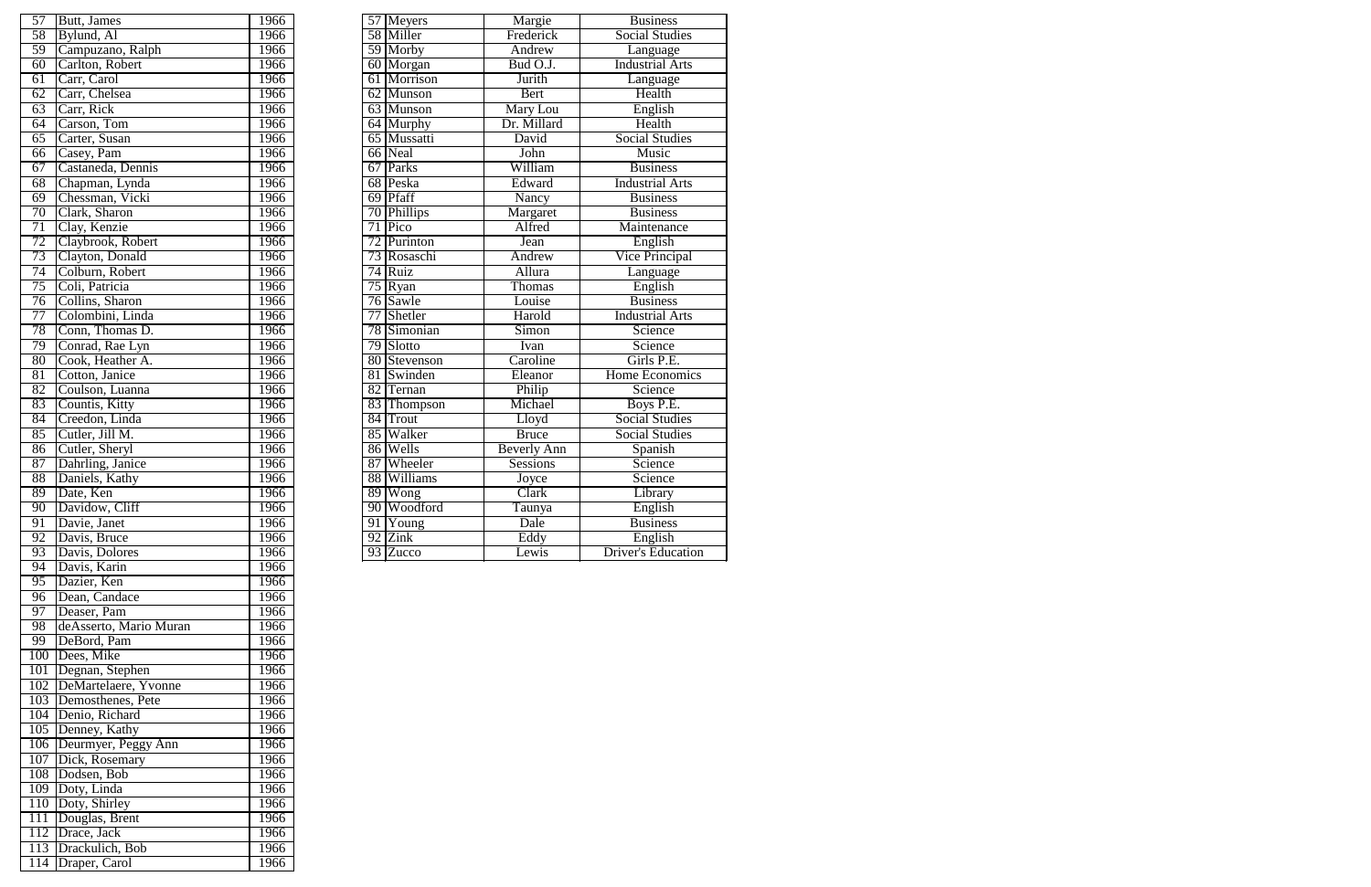| | | |
|---|---|---|
| 57 | Butt, James | 1966 |
| 58 | Bylund, Al | 1966 |
| 59 | Campuzano, Ralph | 1966 |
| 60 | Carlton, Robert | 1966 |
| 61 | Carr, Carol | 1966 |
| 62 | Carr, Chelsea | 1966 |
| 63 | Carr, Rick | 1966 |
| 64 | Carson, Tom | 1966 |
| 65 | Carter, Susan | 1966 |
| 66 | Casey, Pam | 1966 |
| 67 | Castaneda, Dennis | 1966 |
| 68 | Chapman, Lynda | 1966 |
| 69 | Chessman, Vicki | 1966 |
| 70 | Clark, Sharon | 1966 |
| 71 | Clay, Kenzie | 1966 |
| 72 | Claybrook, Robert | 1966 |
| 73 | Clayton, Donald | 1966 |
| 74 | Colburn, Robert | 1966 |
| 75 | Coli, Patricia | 1966 |
| 76 | Collins, Sharon | 1966 |
| 77 | Colombini, Linda | 1966 |
| 78 | Conn, Thomas D. | 1966 |
| 79 | Conrad, Rae Lyn | 1966 |
| 80 | Cook, Heather A. | 1966 |
| 81 | Cotton, Janice | 1966 |
| 82 | Coulson, Luanna | 1966 |
| 83 | Countis, Kitty | 1966 |
| 84 | Creedon, Linda | 1966 |
| 85 | Cutler, Jill M. | 1966 |
| 86 | Cutler, Sheryl | 1966 |
| 87 | Dahrling, Janice | 1966 |
| 88 | Daniels, Kathy | 1966 |
| 89 | Date, Ken | 1966 |
| 90 | Davidow, Cliff | 1966 |
| 91 | Davie, Janet | 1966 |
| 92 | Davis, Bruce | 1966 |
| 93 | Davis, Dolores | 1966 |
| 94 | Davis, Karin | 1966 |
| 95 | Dazier, Ken | 1966 |
| 96 | Dean, Candace | 1966 |
| 97 | Deaser, Pam | 1966 |
| 98 | deAsserto, Mario Muran | 1966 |
| 99 | DeBord, Pam | 1966 |
| 100 | Dees, Mike | 1966 |
| 101 | Degnan, Stephen | 1966 |
| 102 | DeMartelaere, Yvonne | 1966 |
| 103 | Demosthenes, Pete | 1966 |
| 104 | Denio, Richard | 1966 |
| 105 | Denney, Kathy | 1966 |
| 106 | Deurmyer, Peggy Ann | 1966 |
| 107 | Dick, Rosemary | 1966 |
| 108 | Dodsen, Bob | 1966 |
| 109 | Doty, Linda | 1966 |
| 110 | Doty, Shirley | 1966 |
| 111 | Douglas, Brent | 1966 |
| 112 | Drace, Jack | 1966 |
| 113 | Drackulich, Bob | 1966 |
| 114 | Draper, Carol | 1966 |

| | | | |
|---|---|---|---|
| 57 | Meyers | Margie | Business |
| 58 | Miller | Frederick | Social Studies |
| 59 | Morby | Andrew | Language |
| 60 | Morgan | Bud O.J. | Industrial Arts |
| 61 | Morrison | Jurith | Language |
| 62 | Munson | Bert | Health |
| 63 | Munson | Mary Lou | English |
| 64 | Murphy | Dr. Millard | Health |
| 65 | Mussatti | David | Social Studies |
| 66 | Neal | John | Music |
| 67 | Parks | William | Business |
| 68 | Peska | Edward | Industrial Arts |
| 69 | Pfaff | Nancy | Business |
| 70 | Phillips | Margaret | Business |
| 71 | Pico | Alfred | Maintenance |
| 72 | Purinton | Jean | English |
| 73 | Rosaschi | Andrew | Vice Principal |
| 74 | Ruiz | Allura | Language |
| 75 | Ryan | Thomas | English |
| 76 | Sawle | Louise | Business |
| 77 | Shetler | Harold | Industrial Arts |
| 78 | Simonian | Simon | Science |
| 79 | Slotto | Ivan | Science |
| 80 | Stevenson | Caroline | Girls P.E. |
| 81 | Swinden | Eleanor | Home Economics |
| 82 | Ternan | Philip | Science |
| 83 | Thompson | Michael | Boys P.E. |
| 84 | Trout | Lloyd | Social Studies |
| 85 | Walker | Bruce | Social Studies |
| 86 | Wells | Beverly Ann | Spanish |
| 87 | Wheeler | Sessions | Science |
| 88 | Williams | Joyce | Science |
| 89 | Wong | Clark | Library |
| 90 | Woodford | Taunya | English |
| 91 | Young | Dale | Business |
| 92 | Zink | Eddy | English |
| 93 | Zucco | Lewis | Driver's Education |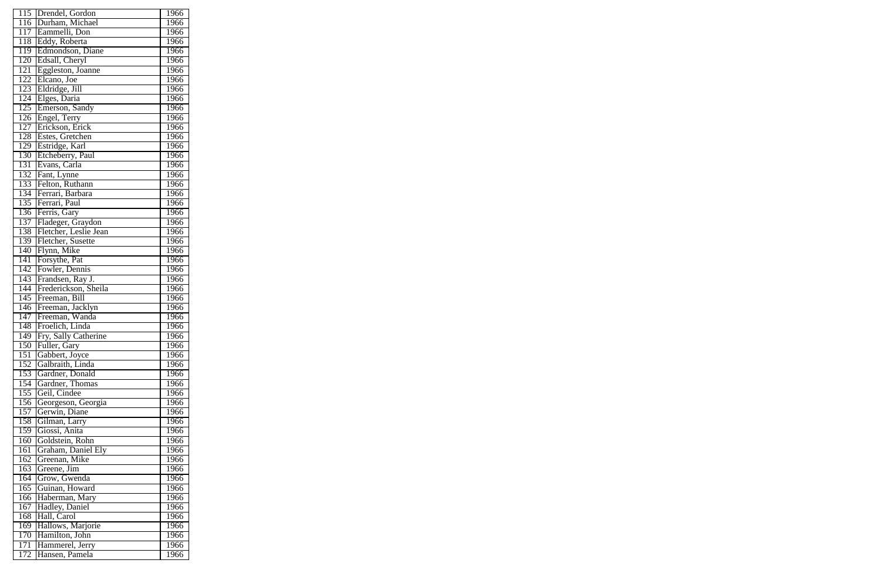| 115 | Drendel, Gordon | 1966 |
|---|---|---|
| 116 | Durham, Michael | 1966 |
| 117 | Eammelli, Don | 1966 |
| 118 | Eddy, Roberta | 1966 |
| 119 | Edmondson, Diane | 1966 |
| 120 | Edsall, Cheryl | 1966 |
| 121 | Eggleston, Joanne | 1966 |
| 122 | Elcano, Joe | 1966 |
| 123 | Eldridge, Jill | 1966 |
| 124 | Elges, Daria | 1966 |
| 125 | Emerson, Sandy | 1966 |
| 126 | Engel, Terry | 1966 |
| 127 | Erickson, Erick | 1966 |
| 128 | Estes, Gretchen | 1966 |
| 129 | Estridge, Karl | 1966 |
| 130 | Etcheberry, Paul | 1966 |
| 131 | Evans, Carla | 1966 |
| 132 | Fant, Lynne | 1966 |
| 133 | Felton, Ruthann | 1966 |
| 134 | Ferrari, Barbara | 1966 |
| 135 | Ferrari, Paul | 1966 |
| 136 | Ferris, Gary | 1966 |
| 137 | Fladeger, Graydon | 1966 |
| 138 | Fletcher, Leslie Jean | 1966 |
| 139 | Fletcher, Susette | 1966 |
| 140 | Flynn, Mike | 1966 |
| 141 | Forsythe, Pat | 1966 |
| 142 | Fowler, Dennis | 1966 |
| 143 | Frandsen, Ray J. | 1966 |
| 144 | Frederickson, Sheila | 1966 |
| 145 | Freeman, Bill | 1966 |
| 146 | Freeman, Jacklyn | 1966 |
| 147 | Freeman, Wanda | 1966 |
| 148 | Froelich, Linda | 1966 |
| 149 | Fry, Sally Catherine | 1966 |
| 150 | Fuller, Gary | 1966 |
| 151 | Gabbert, Joyce | 1966 |
| 152 | Galbraith, Linda | 1966 |
| 153 | Gardner, Donald | 1966 |
| 154 | Gardner, Thomas | 1966 |
| 155 | Geil, Cindee | 1966 |
| 156 | Georgeson, Georgia | 1966 |
| 157 | Gerwin, Diane | 1966 |
| 158 | Gilman, Larry | 1966 |
| 159 | Giossi, Anita | 1966 |
| 160 | Goldstein, Rohn | 1966 |
| 161 | Graham, Daniel Ely | 1966 |
| 162 | Greenan, Mike | 1966 |
| 163 | Greene, Jim | 1966 |
| 164 | Grow, Gwenda | 1966 |
| 165 | Guinan, Howard | 1966 |
| 166 | Haberman, Mary | 1966 |
| 167 | Hadley, Daniel | 1966 |
| 168 | Hall, Carol | 1966 |
| 169 | Hallows, Marjorie | 1966 |
| 170 | Hamilton, John | 1966 |
| 171 | Hammerel, Jerry | 1966 |
| 172 | Hansen, Pamela | 1966 |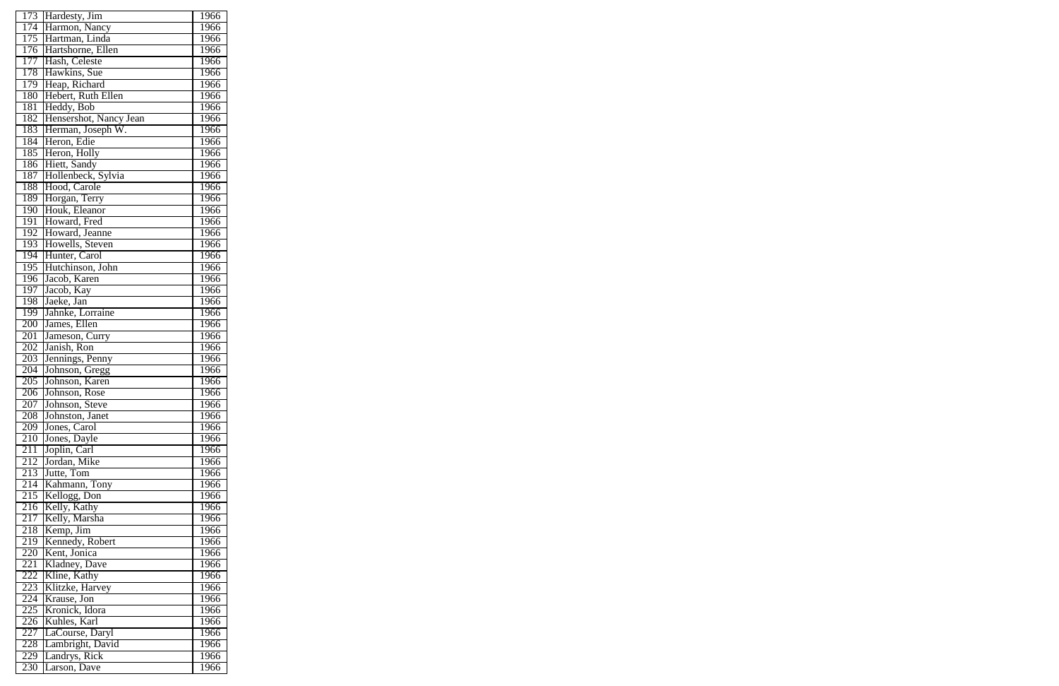| | | |
|---|---|---|
| 173 | Hardesty, Jim | 1966 |
| 174 | Harmon, Nancy | 1966 |
| 175 | Hartman, Linda | 1966 |
| 176 | Hartshorne, Ellen | 1966 |
| 177 | Hash, Celeste | 1966 |
| 178 | Hawkins, Sue | 1966 |
| 179 | Heap, Richard | 1966 |
| 180 | Hebert, Ruth Ellen | 1966 |
| 181 | Heddy, Bob | 1966 |
| 182 | Hensershot, Nancy Jean | 1966 |
| 183 | Herman, Joseph W. | 1966 |
| 184 | Heron, Edie | 1966 |
| 185 | Heron, Holly | 1966 |
| 186 | Hiett, Sandy | 1966 |
| 187 | Hollenbeck, Sylvia | 1966 |
| 188 | Hood, Carole | 1966 |
| 189 | Horgan, Terry | 1966 |
| 190 | Houk, Eleanor | 1966 |
| 191 | Howard, Fred | 1966 |
| 192 | Howard, Jeanne | 1966 |
| 193 | Howells, Steven | 1966 |
| 194 | Hunter, Carol | 1966 |
| 195 | Hutchinson, John | 1966 |
| 196 | Jacob, Karen | 1966 |
| 197 | Jacob, Kay | 1966 |
| 198 | Jaeke, Jan | 1966 |
| 199 | Jahnke, Lorraine | 1966 |
| 200 | James, Ellen | 1966 |
| 201 | Jameson, Curry | 1966 |
| 202 | Janish, Ron | 1966 |
| 203 | Jennings, Penny | 1966 |
| 204 | Johnson, Gregg | 1966 |
| 205 | Johnson, Karen | 1966 |
| 206 | Johnson, Rose | 1966 |
| 207 | Johnson, Steve | 1966 |
| 208 | Johnston, Janet | 1966 |
| 209 | Jones, Carol | 1966 |
| 210 | Jones, Dayle | 1966 |
| 211 | Joplin, Carl | 1966 |
| 212 | Jordan, Mike | 1966 |
| 213 | Jutte, Tom | 1966 |
| 214 | Kahmann, Tony | 1966 |
| 215 | Kellogg, Don | 1966 |
| 216 | Kelly, Kathy | 1966 |
| 217 | Kelly, Marsha | 1966 |
| 218 | Kemp, Jim | 1966 |
| 219 | Kennedy, Robert | 1966 |
| 220 | Kent, Jonica | 1966 |
| 221 | Kladney, Dave | 1966 |
| 222 | Kline, Kathy | 1966 |
| 223 | Klitzke, Harvey | 1966 |
| 224 | Krause, Jon | 1966 |
| 225 | Kronick, Idora | 1966 |
| 226 | Kuhles, Karl | 1966 |
| 227 | LaCourse, Daryl | 1966 |
| 228 | Lambright, David | 1966 |
| 229 | Landrys, Rick | 1966 |
| 230 | Larson, Dave | 1966 |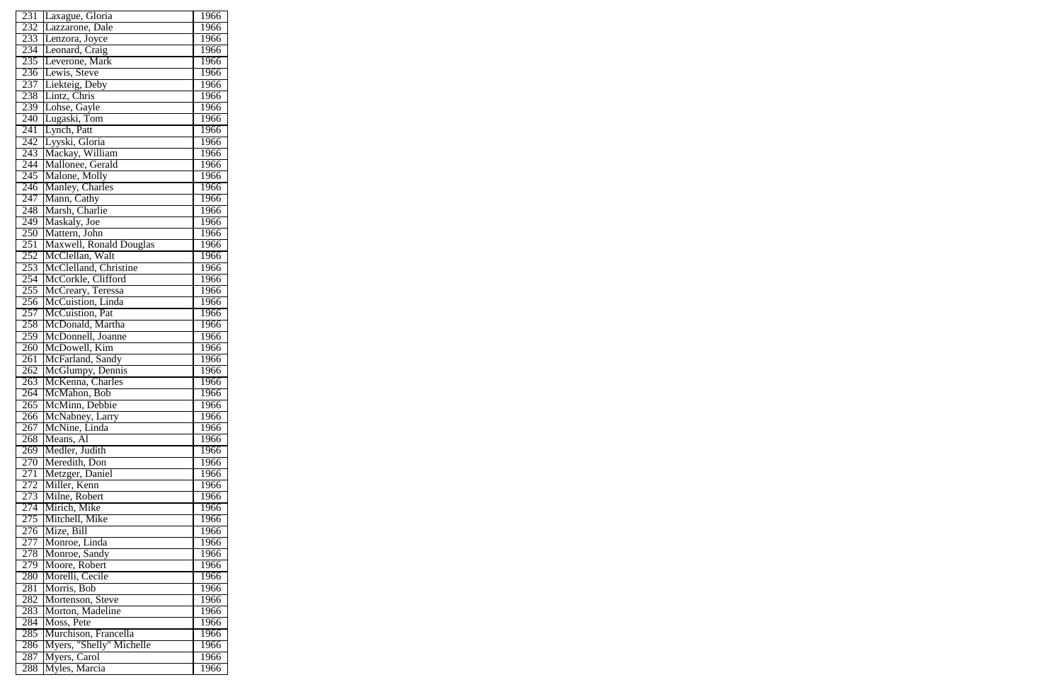| | | |
|---|---|---|
| 231 | Laxague, Gloria | 1966 |
| 232 | Lazzarone, Dale | 1966 |
| 233 | Lenzora, Joyce | 1966 |
| 234 | Leonard, Craig | 1966 |
| 235 | Leverone, Mark | 1966 |
| 236 | Lewis, Steve | 1966 |
| 237 | Liekteig, Deby | 1966 |
| 238 | Lintz, Chris | 1966 |
| 239 | Lohse, Gayle | 1966 |
| 240 | Lugaski, Tom | 1966 |
| 241 | Lynch, Patt | 1966 |
| 242 | Lyyski, Gloria | 1966 |
| 243 | Mackay, William | 1966 |
| 244 | Mallonee, Gerald | 1966 |
| 245 | Malone, Molly | 1966 |
| 246 | Manley, Charles | 1966 |
| 247 | Mann, Cathy | 1966 |
| 248 | Marsh, Charlie | 1966 |
| 249 | Maskaly, Joe | 1966 |
| 250 | Mattern, John | 1966 |
| 251 | Maxwell, Ronald Douglas | 1966 |
| 252 | McClellan, Walt | 1966 |
| 253 | McClelland, Christine | 1966 |
| 254 | McCorkle, Clifford | 1966 |
| 255 | McCreary, Teressa | 1966 |
| 256 | McCuistion, Linda | 1966 |
| 257 | McCuistion, Pat | 1966 |
| 258 | McDonald, Martha | 1966 |
| 259 | McDonnell, Joanne | 1966 |
| 260 | McDowell, Kim | 1966 |
| 261 | McFarland, Sandy | 1966 |
| 262 | McGlumpy, Dennis | 1966 |
| 263 | McKenna, Charles | 1966 |
| 264 | McMahon, Bob | 1966 |
| 265 | McMinn, Debbie | 1966 |
| 266 | McNabney, Larry | 1966 |
| 267 | McNine, Linda | 1966 |
| 268 | Means, Al | 1966 |
| 269 | Medler, Judith | 1966 |
| 270 | Meredith, Don | 1966 |
| 271 | Metzger, Daniel | 1966 |
| 272 | Miller, Kenn | 1966 |
| 273 | Milne, Robert | 1966 |
| 274 | Mirich, Mike | 1966 |
| 275 | Mitchell, Mike | 1966 |
| 276 | Mize, Bill | 1966 |
| 277 | Monroe, Linda | 1966 |
| 278 | Monroe, Sandy | 1966 |
| 279 | Moore, Robert | 1966 |
| 280 | Morelli, Cecile | 1966 |
| 281 | Morris, Bob | 1966 |
| 282 | Mortenson, Steve | 1966 |
| 283 | Morton, Madeline | 1966 |
| 284 | Moss, Pete | 1966 |
| 285 | Murchison, Francella | 1966 |
| 286 | Myers, "Shelly" Michelle | 1966 |
| 287 | Myers, Carol | 1966 |
| 288 | Myles, Marcia | 1966 |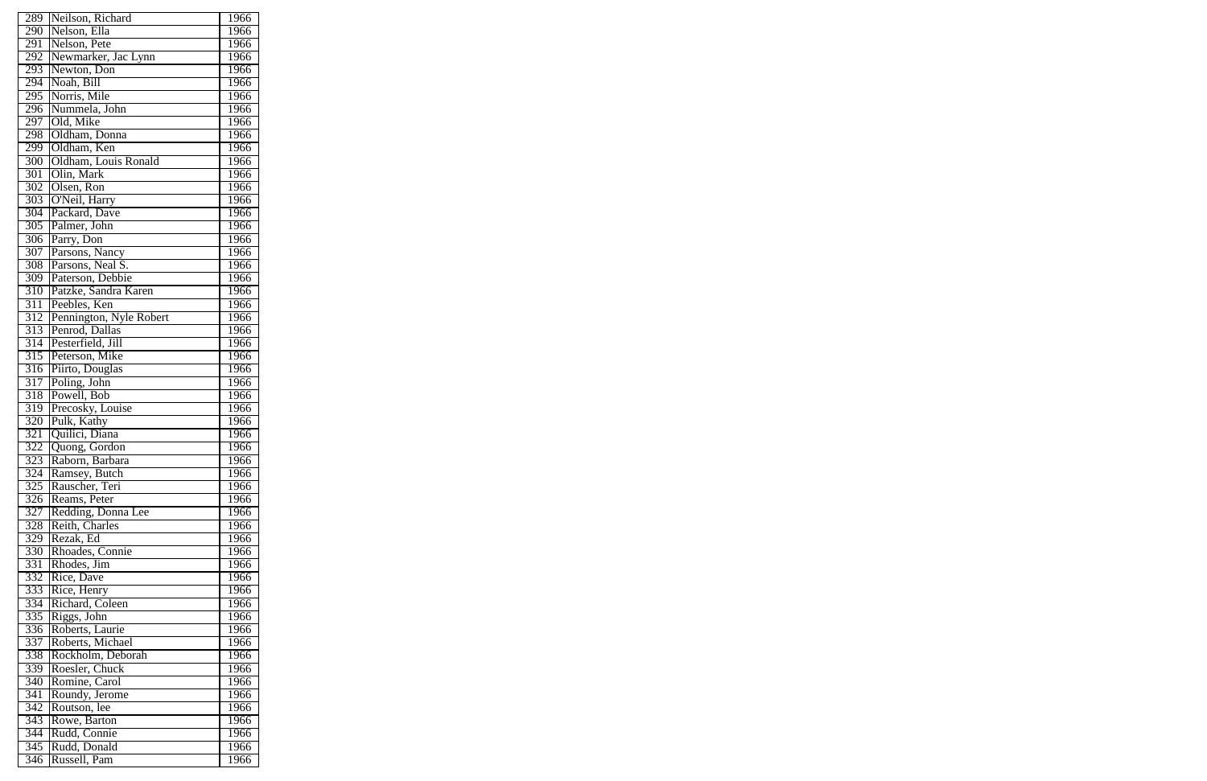| 289 | Neilson, Richard | 1966 |
|---|---|---|
| 290 | Nelson, Ella | 1966 |
| 291 | Nelson, Pete | 1966 |
| 292 | Newmarker, Jac Lynn | 1966 |
| 293 | Newton, Don | 1966 |
| 294 | Noah, Bill | 1966 |
| 295 | Norris, Mile | 1966 |
| 296 | Nummela, John | 1966 |
| 297 | Old, Mike | 1966 |
| 298 | Oldham, Donna | 1966 |
| 299 | Oldham, Ken | 1966 |
| 300 | Oldham, Louis Ronald | 1966 |
| 301 | Olin, Mark | 1966 |
| 302 | Olsen, Ron | 1966 |
| 303 | O'Neil, Harry | 1966 |
| 304 | Packard, Dave | 1966 |
| 305 | Palmer, John | 1966 |
| 306 | Parry, Don | 1966 |
| 307 | Parsons, Nancy | 1966 |
| 308 | Parsons, Neal S. | 1966 |
| 309 | Paterson, Debbie | 1966 |
| 310 | Patzke, Sandra Karen | 1966 |
| 311 | Peebles, Ken | 1966 |
| 312 | Pennington, Nyle Robert | 1966 |
| 313 | Penrod, Dallas | 1966 |
| 314 | Pesterfield, Jill | 1966 |
| 315 | Peterson, Mike | 1966 |
| 316 | Piirto, Douglas | 1966 |
| 317 | Poling, John | 1966 |
| 318 | Powell, Bob | 1966 |
| 319 | Precosky, Louise | 1966 |
| 320 | Pulk, Kathy | 1966 |
| 321 | Quilici, Diana | 1966 |
| 322 | Quong, Gordon | 1966 |
| 323 | Raborn, Barbara | 1966 |
| 324 | Ramsey, Butch | 1966 |
| 325 | Rauscher, Teri | 1966 |
| 326 | Reams, Peter | 1966 |
| 327 | Redding, Donna Lee | 1966 |
| 328 | Reith, Charles | 1966 |
| 329 | Rezak, Ed | 1966 |
| 330 | Rhoades, Connie | 1966 |
| 331 | Rhodes, Jim | 1966 |
| 332 | Rice, Dave | 1966 |
| 333 | Rice, Henry | 1966 |
| 334 | Richard, Coleen | 1966 |
| 335 | Riggs, John | 1966 |
| 336 | Roberts, Laurie | 1966 |
| 337 | Roberts, Michael | 1966 |
| 338 | Rockholm, Deborah | 1966 |
| 339 | Roesler, Chuck | 1966 |
| 340 | Romine, Carol | 1966 |
| 341 | Roundy, Jerome | 1966 |
| 342 | Routson, lee | 1966 |
| 343 | Rowe, Barton | 1966 |
| 344 | Rudd, Connie | 1966 |
| 345 | Rudd, Donald | 1966 |
| 346 | Russell, Pam | 1966 |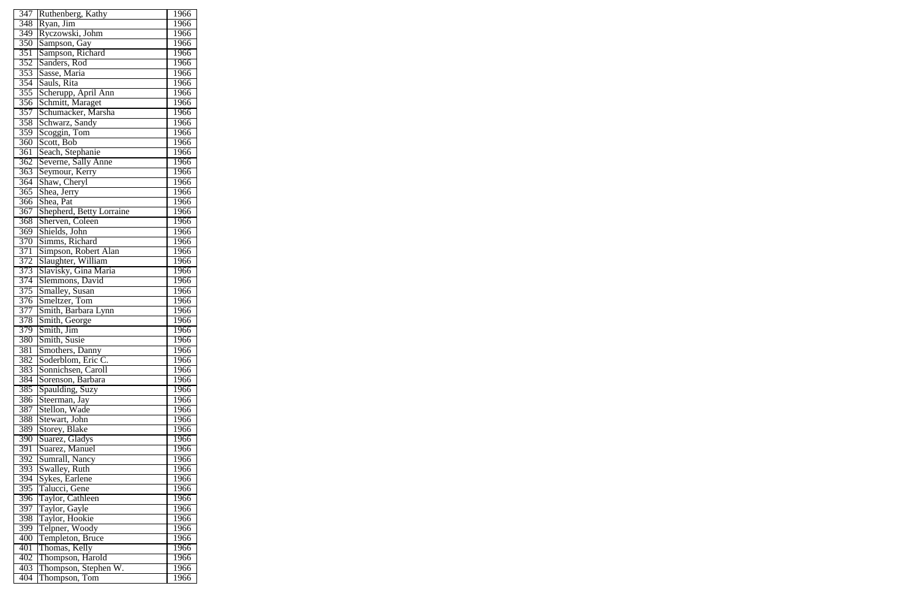| 347 | Ruthenberg, Kathy | 1966 |
|---|---|---|
| 348 | Ryan, Jim | 1966 |
| 349 | Ryczowski, Johm | 1966 |
| 350 | Sampson, Gay | 1966 |
| 351 | Sampson, Richard | 1966 |
| 352 | Sanders, Rod | 1966 |
| 353 | Sasse, Maria | 1966 |
| 354 | Sauls, Rita | 1966 |
| 355 | Scherupp, April Ann | 1966 |
| 356 | Schmitt, Maraget | 1966 |
| 357 | Schumacker, Marsha | 1966 |
| 358 | Schwarz, Sandy | 1966 |
| 359 | Scoggin, Tom | 1966 |
| 360 | Scott, Bob | 1966 |
| 361 | Seach, Stephanie | 1966 |
| 362 | Severne, Sally Anne | 1966 |
| 363 | Seymour, Kerry | 1966 |
| 364 | Shaw, Cheryl | 1966 |
| 365 | Shea, Jerry | 1966 |
| 366 | Shea, Pat | 1966 |
| 367 | Shepherd, Betty Lorraine | 1966 |
| 368 | Sherven, Coleen | 1966 |
| 369 | Shields, John | 1966 |
| 370 | Simms, Richard | 1966 |
| 371 | Simpson, Robert Alan | 1966 |
| 372 | Slaughter, William | 1966 |
| 373 | Slavisky, Gina Maria | 1966 |
| 374 | Slemmons, David | 1966 |
| 375 | Smalley, Susan | 1966 |
| 376 | Smeltzer, Tom | 1966 |
| 377 | Smith, Barbara Lynn | 1966 |
| 378 | Smith, George | 1966 |
| 379 | Smith, Jim | 1966 |
| 380 | Smith, Susie | 1966 |
| 381 | Smothers, Danny | 1966 |
| 382 | Soderblom, Eric C. | 1966 |
| 383 | Sonnichsen, Caroll | 1966 |
| 384 | Sorenson, Barbara | 1966 |
| 385 | Spaulding, Suzy | 1966 |
| 386 | Steerman, Jay | 1966 |
| 387 | Stellon, Wade | 1966 |
| 388 | Stewart, John | 1966 |
| 389 | Storey, Blake | 1966 |
| 390 | Suarez, Gladys | 1966 |
| 391 | Suarez, Manuel | 1966 |
| 392 | Sumrall, Nancy | 1966 |
| 393 | Swalley, Ruth | 1966 |
| 394 | Sykes, Earlene | 1966 |
| 395 | Talucci, Gene | 1966 |
| 396 | Taylor, Cathleen | 1966 |
| 397 | Taylor, Gayle | 1966 |
| 398 | Taylor, Hookie | 1966 |
| 399 | Telpner, Woody | 1966 |
| 400 | Templeton, Bruce | 1966 |
| 401 | Thomas, Kelly | 1966 |
| 402 | Thompson, Harold | 1966 |
| 403 | Thompson, Stephen W. | 1966 |
| 404 | Thompson, Tom | 1966 |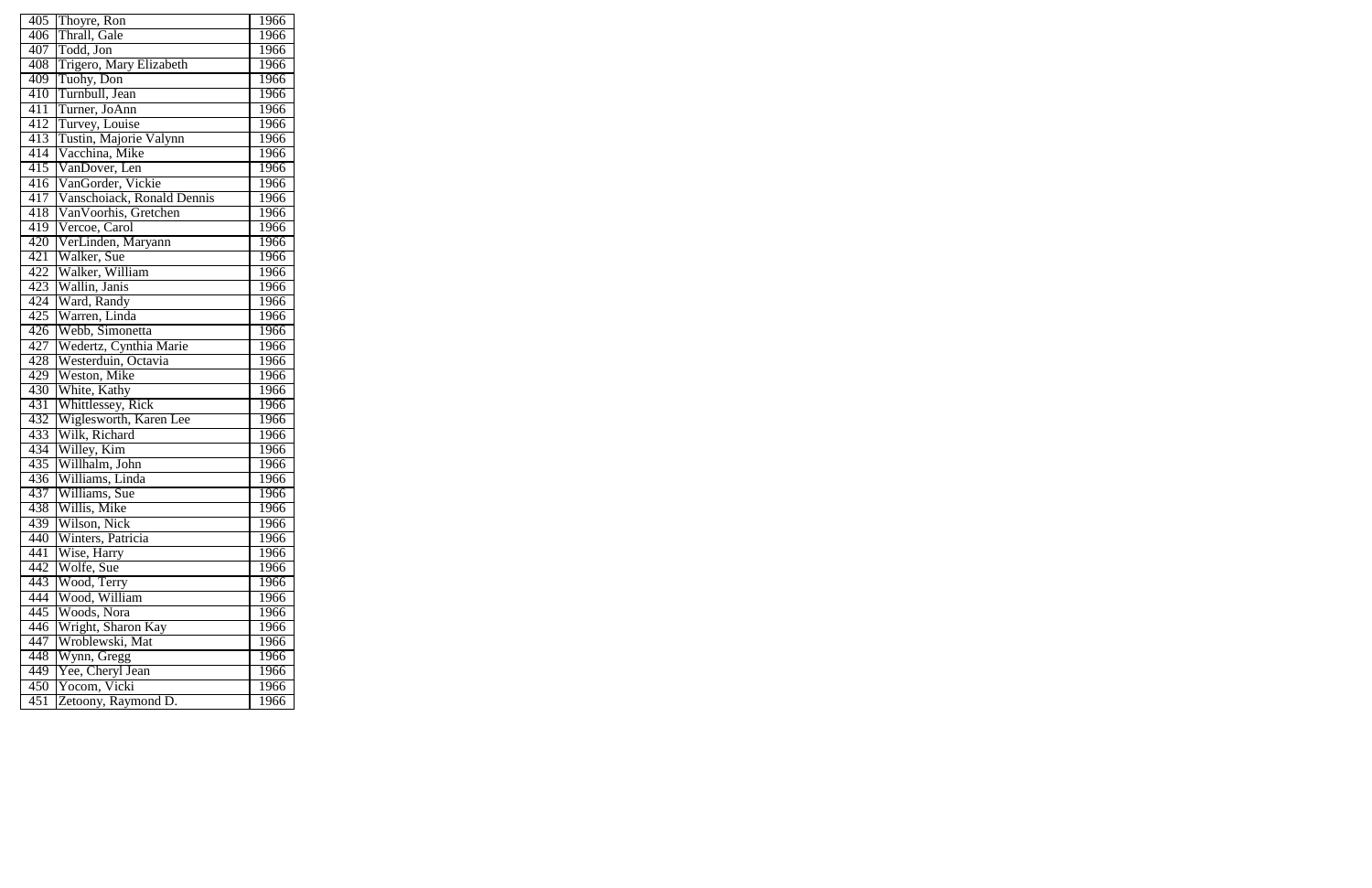| | | |
|---|---|---|
| 405 | Thoyre, Ron | 1966 |
| 406 | Thrall, Gale | 1966 |
| 407 | Todd, Jon | 1966 |
| 408 | Trigero, Mary Elizabeth | 1966 |
| 409 | Tuohy, Don | 1966 |
| 410 | Turnbull, Jean | 1966 |
| 411 | Turner, JoAnn | 1966 |
| 412 | Turvey, Louise | 1966 |
| 413 | Tustin, Majorie Valynn | 1966 |
| 414 | Vacchina, Mike | 1966 |
| 415 | VanDover, Len | 1966 |
| 416 | VanGorder, Vickie | 1966 |
| 417 | Vanschoiack, Ronald Dennis | 1966 |
| 418 | VanVoorhis, Gretchen | 1966 |
| 419 | Vercoe, Carol | 1966 |
| 420 | VerLinden, Maryann | 1966 |
| 421 | Walker, Sue | 1966 |
| 422 | Walker, William | 1966 |
| 423 | Wallin, Janis | 1966 |
| 424 | Ward, Randy | 1966 |
| 425 | Warren, Linda | 1966 |
| 426 | Webb, Simonetta | 1966 |
| 427 | Wedertz, Cynthia Marie | 1966 |
| 428 | Westerduin, Octavia | 1966 |
| 429 | Weston, Mike | 1966 |
| 430 | White, Kathy | 1966 |
| 431 | Whittlessey, Rick | 1966 |
| 432 | Wiglesworth, Karen Lee | 1966 |
| 433 | Wilk, Richard | 1966 |
| 434 | Willey, Kim | 1966 |
| 435 | Willhalm, John | 1966 |
| 436 | Williams, Linda | 1966 |
| 437 | Williams, Sue | 1966 |
| 438 | Willis, Mike | 1966 |
| 439 | Wilson, Nick | 1966 |
| 440 | Winters, Patricia | 1966 |
| 441 | Wise, Harry | 1966 |
| 442 | Wolfe, Sue | 1966 |
| 443 | Wood, Terry | 1966 |
| 444 | Wood, William | 1966 |
| 445 | Woods, Nora | 1966 |
| 446 | Wright, Sharon Kay | 1966 |
| 447 | Wroblewski, Mat | 1966 |
| 448 | Wynn, Gregg | 1966 |
| 449 | Yee, Cheryl Jean | 1966 |
| 450 | Yocom, Vicki | 1966 |
| 451 | Zetoony, Raymond D. | 1966 |